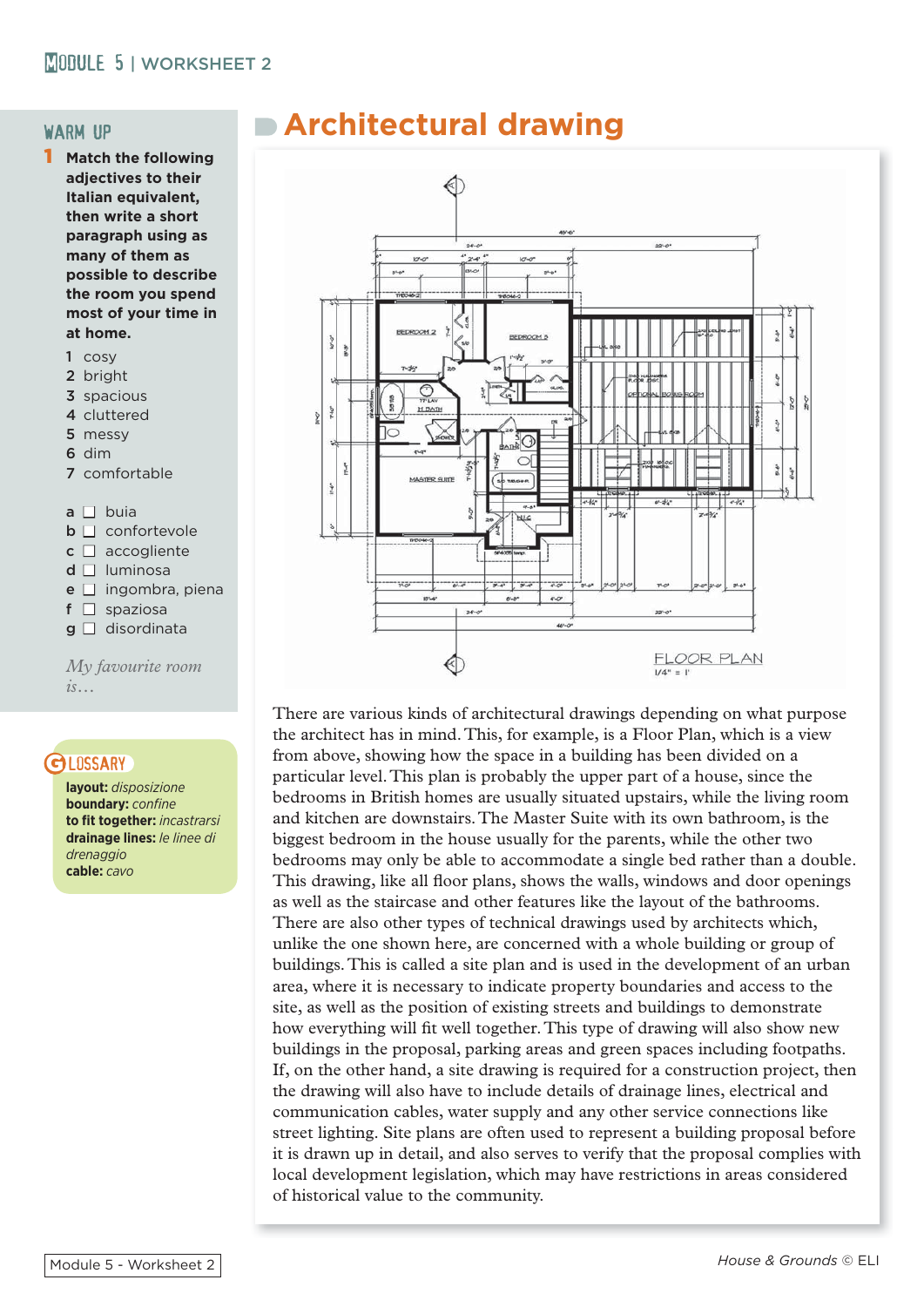## WARM UP

**1 Match the following adjectives to their Italian equivalent, then write a short paragraph using as many of them as possible to describe the room you spend most of your time in at home.**

1 cosy
2 bright
3 spacious
4 cluttered
5 messy
6 dim
7 comfortable

a ☐ buia
b ☐ confortevole
c ☐ accogliente
d ☐ luminosa
e ☐ ingombra, piena
f ☐ spaziosa
g ☐ disordinata

*My favourite room is…*

## GLOSSARY

**layout:** *disposizione*
**boundary:** *confine*
**to fit together:** *incastrarsi*
**drainage lines:** *le linee di drenaggio*
**cable:** *cavo*

# Architectural drawing

FLOOR PLAN
1/4" = 1'

There are various kinds of architectural drawings depending on what purpose the architect has in mind. This, for example, is a Floor Plan, which is a view from above, showing how the space in a building has been divided on a particular level. This plan is probably the upper part of a house, since the bedrooms in British homes are usually situated upstairs, while the living room and kitchen are downstairs. The Master Suite with its own bathroom, is the biggest bedroom in the house usually for the parents, while the other two bedrooms may only be able to accommodate a single bed rather than a double. This drawing, like all floor plans, shows the walls, windows and door openings as well as the staircase and other features like the layout of the bathrooms. There are also other types of technical drawings used by architects which, unlike the one shown here, are concerned with a whole building or group of buildings. This is called a site plan and is used in the development of an urban area, where it is necessary to indicate property boundaries and access to the site, as well as the position of existing streets and buildings to demonstrate how everything will fit well together. This type of drawing will also show new buildings in the proposal, parking areas and green spaces including footpaths. If, on the other hand, a site drawing is required for a construction project, then the drawing will also have to include details of drainage lines, electrical and communication cables, water supply and any other service connections like street lighting. Site plans are often used to represent a building proposal before it is drawn up in detail, and also serves to verify that the proposal complies with local development legislation, which may have restrictions in areas considered of historical value to the community.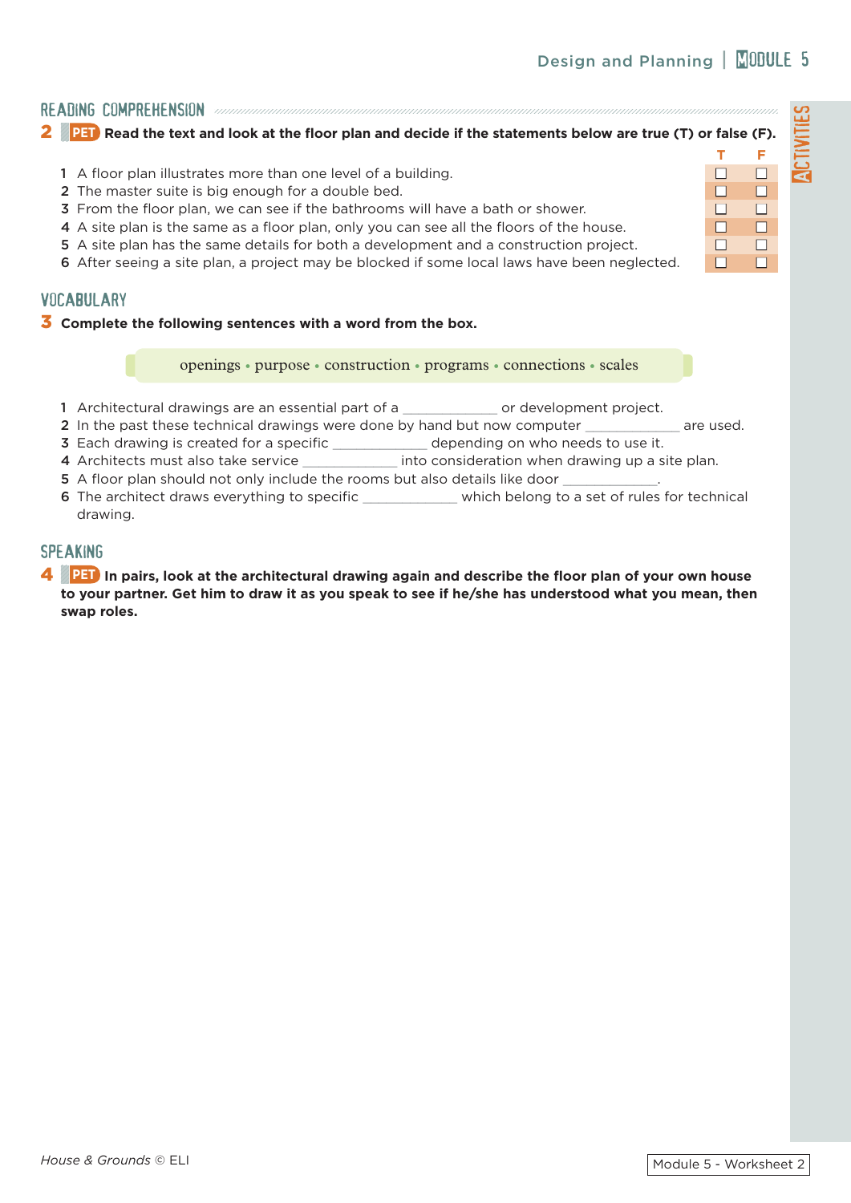## READING COMPREHENSION

**2** PET **Read the text and look at the floor plan and decide if the statements below are true (T) or false (F).**

| | | T | F |
|---|---|---|---|
| 1 | A floor plan illustrates more than one level of a building. | ☐ | ☐ |
| 2 | The master suite is big enough for a double bed. | ☐ | ☐ |
| 3 | From the floor plan, we can see if the bathrooms will have a bath or shower. | ☐ | ☐ |
| 4 | A site plan is the same as a floor plan, only you can see all the floors of the house. | ☐ | ☐ |
| 5 | A site plan has the same details for both a development and a construction project. | ☐ | ☐ |
| 6 | After seeing a site plan, a project may be blocked if some local laws have been neglected. | ☐ | ☐ |

## VOCABULARY

**3 Complete the following sentences with a word from the box.**

openings • purpose • construction • programs • connections • scales

1. Architectural drawings are an essential part of a ____________ or development project.
2. In the past these technical drawings were done by hand but now computer ____________ are used.
3. Each drawing is created for a specific ____________ depending on who needs to use it.
4. Architects must also take service ____________ into consideration when drawing up a site plan.
5. A floor plan should not only include the rooms but also details like door ____________.
6. The architect draws everything to specific ____________ which belong to a set of rules for technical drawing.

## SPEAKING

**4** PET **In pairs, look at the architectural drawing again and describe the floor plan of your own house to your partner. Get him to draw it as you speak to see if he/she has understood what you mean, then swap roles.**